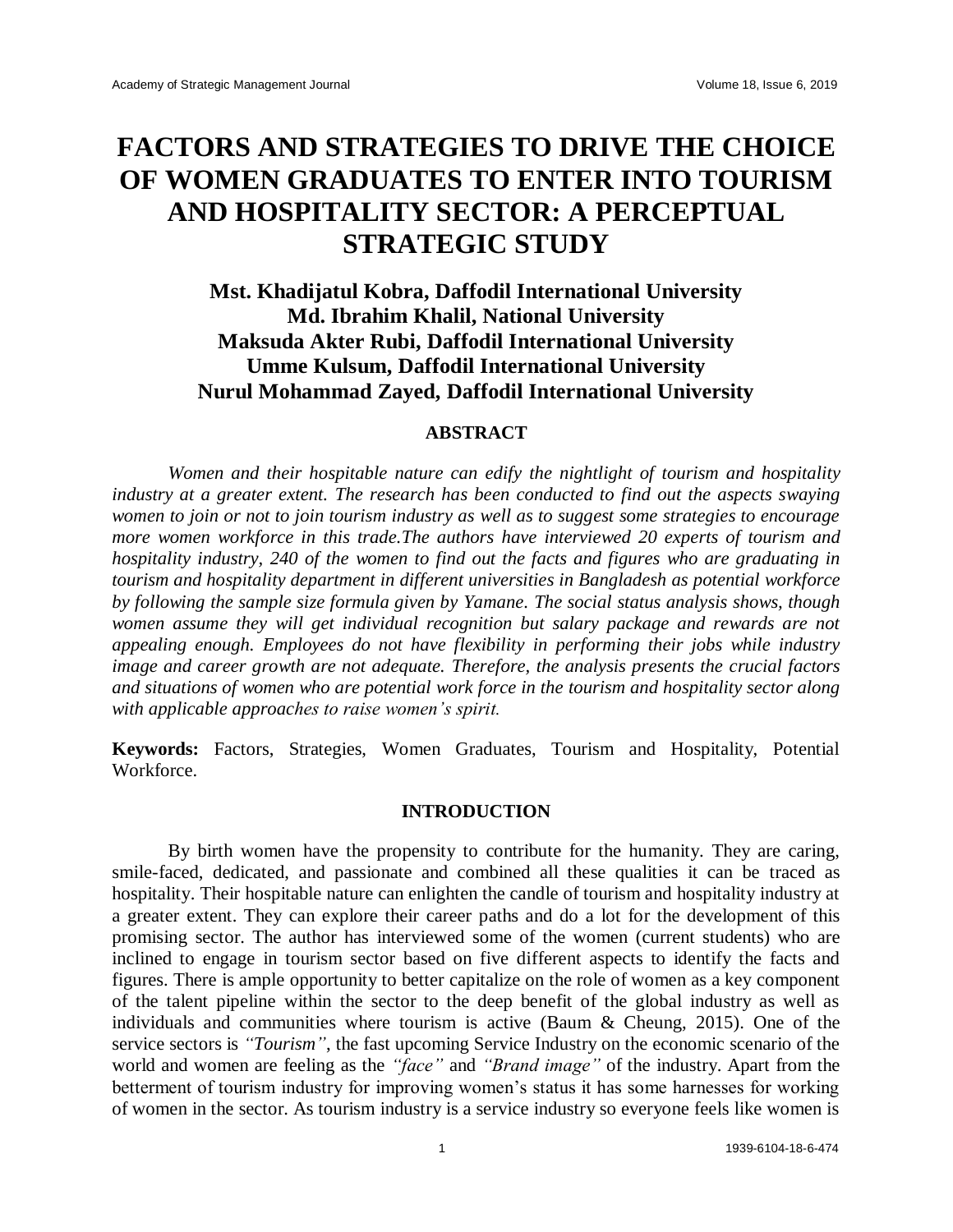# FACTORS AND STRATEGIES TO DRIVE THE CHOICE OF WOMEN GRADUATES TO ENTER INTO TOURISM AND HOSPITALITY SECTOR: A PERCEPTUAL STRATEGIC STUDY

**Mst. Khadijatul Kobra, Daffodil International University**
**Md. Ibrahim Khalil, National University**
**Maksuda Akter Rubi, Daffodil International University**
**Umme Kulsum, Daffodil International University**
**Nurul Mohammad Zayed, Daffodil International University**

## ABSTRACT

*Women and their hospitable nature can edify the nightlight of tourism and hospitality industry at a greater extent. The research has been conducted to find out the aspects swaying women to join or not to join tourism industry as well as to suggest some strategies to encourage more women workforce in this trade.The authors have interviewed 20 experts of tourism and hospitality industry, 240 of the women to find out the facts and figures who are graduating in tourism and hospitality department in different universities in Bangladesh as potential workforce by following the sample size formula given by Yamane. The social status analysis shows, though women assume they will get individual recognition but salary package and rewards are not appealing enough. Employees do not have flexibility in performing their jobs while industry image and career growth are not adequate. Therefore, the analysis presents the crucial factors and situations of women who are potential work force in the tourism and hospitality sector along with applicable approaches to raise women's spirit.*

**Keywords:** Factors, Strategies, Women Graduates, Tourism and Hospitality, Potential Workforce.

## INTRODUCTION

By birth women have the propensity to contribute for the humanity. They are caring, smile-faced, dedicated, and passionate and combined all these qualities it can be traced as hospitality. Their hospitable nature can enlighten the candle of tourism and hospitality industry at a greater extent. They can explore their career paths and do a lot for the development of this promising sector. The author has interviewed some of the women (current students) who are inclined to engage in tourism sector based on five different aspects to identify the facts and figures. There is ample opportunity to better capitalize on the role of women as a key component of the talent pipeline within the sector to the deep benefit of the global industry as well as individuals and communities where tourism is active (Baum & Cheung, 2015). One of the service sectors is *"Tourism"*, the fast upcoming Service Industry on the economic scenario of the world and women are feeling as the *"face"* and *"Brand image"* of the industry. Apart from the betterment of tourism industry for improving women's status it has some harnesses for working of women in the sector. As tourism industry is a service industry so everyone feels like women is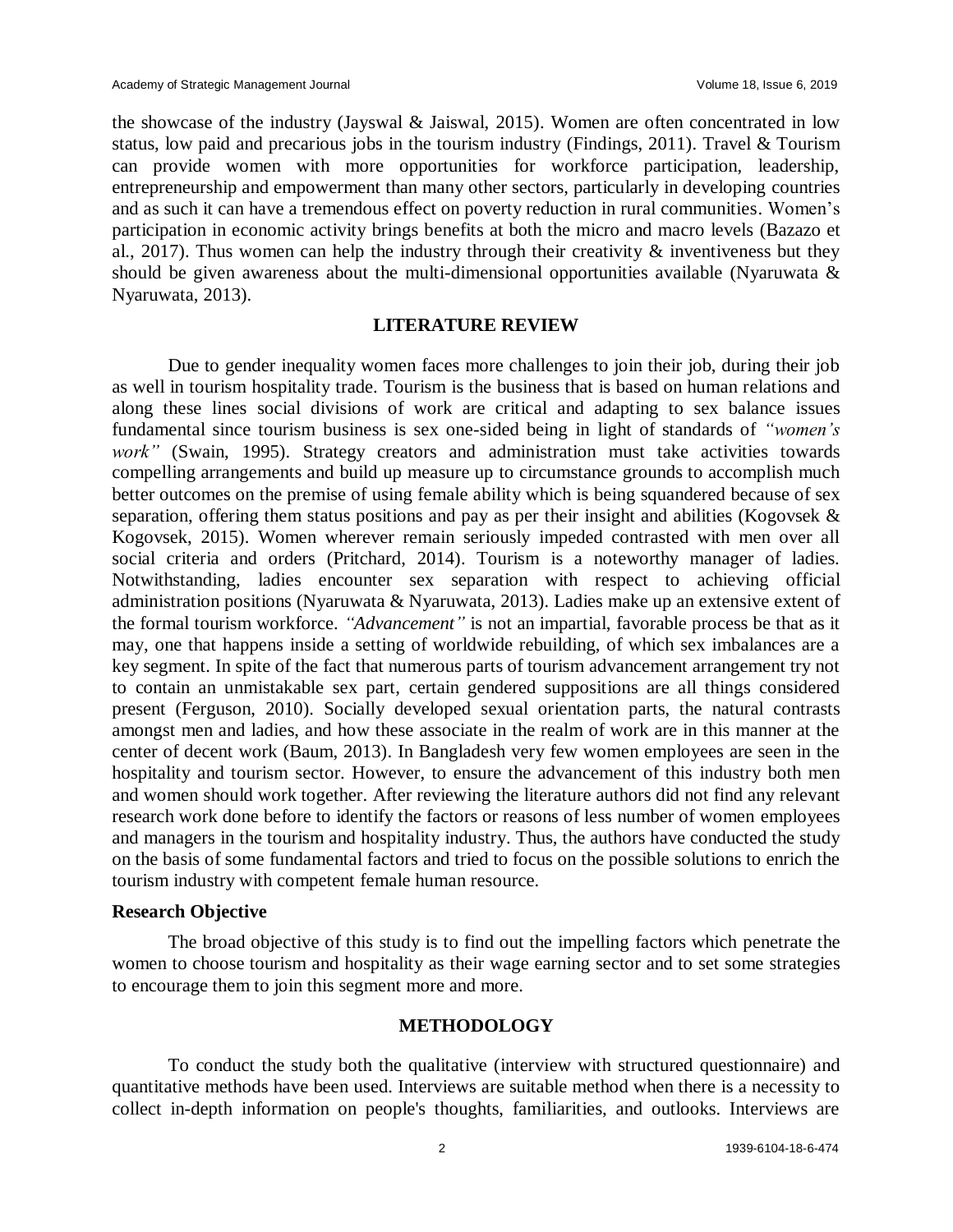the showcase of the industry (Jayswal & Jaiswal, 2015). Women are often concentrated in low status, low paid and precarious jobs in the tourism industry (Findings, 2011). Travel & Tourism can provide women with more opportunities for workforce participation, leadership, entrepreneurship and empowerment than many other sectors, particularly in developing countries and as such it can have a tremendous effect on poverty reduction in rural communities. Women's participation in economic activity brings benefits at both the micro and macro levels (Bazazo et al., 2017). Thus women can help the industry through their creativity & inventiveness but they should be given awareness about the multi-dimensional opportunities available (Nyaruwata & Nyaruwata, 2013).

## LITERATURE REVIEW

Due to gender inequality women faces more challenges to join their job, during their job as well in tourism hospitality trade. Tourism is the business that is based on human relations and along these lines social divisions of work are critical and adapting to sex balance issues fundamental since tourism business is sex one-sided being in light of standards of *"women's work"* (Swain, 1995). Strategy creators and administration must take activities towards compelling arrangements and build up measure up to circumstance grounds to accomplish much better outcomes on the premise of using female ability which is being squandered because of sex separation, offering them status positions and pay as per their insight and abilities (Kogovsek & Kogovsek, 2015). Women wherever remain seriously impeded contrasted with men over all social criteria and orders (Pritchard, 2014). Tourism is a noteworthy manager of ladies. Notwithstanding, ladies encounter sex separation with respect to achieving official administration positions (Nyaruwata & Nyaruwata, 2013). Ladies make up an extensive extent of the formal tourism workforce. *"Advancement"* is not an impartial, favorable process be that as it may, one that happens inside a setting of worldwide rebuilding, of which sex imbalances are a key segment. In spite of the fact that numerous parts of tourism advancement arrangement try not to contain an unmistakable sex part, certain gendered suppositions are all things considered present (Ferguson, 2010). Socially developed sexual orientation parts, the natural contrasts amongst men and ladies, and how these associate in the realm of work are in this manner at the center of decent work (Baum, 2013). In Bangladesh very few women employees are seen in the hospitality and tourism sector. However, to ensure the advancement of this industry both men and women should work together. After reviewing the literature authors did not find any relevant research work done before to identify the factors or reasons of less number of women employees and managers in the tourism and hospitality industry. Thus, the authors have conducted the study on the basis of some fundamental factors and tried to focus on the possible solutions to enrich the tourism industry with competent female human resource.

### Research Objective

The broad objective of this study is to find out the impelling factors which penetrate the women to choose tourism and hospitality as their wage earning sector and to set some strategies to encourage them to join this segment more and more.

## METHODOLOGY

To conduct the study both the qualitative (interview with structured questionnaire) and quantitative methods have been used. Interviews are suitable method when there is a necessity to collect in-depth information on people's thoughts, familiarities, and outlooks. Interviews are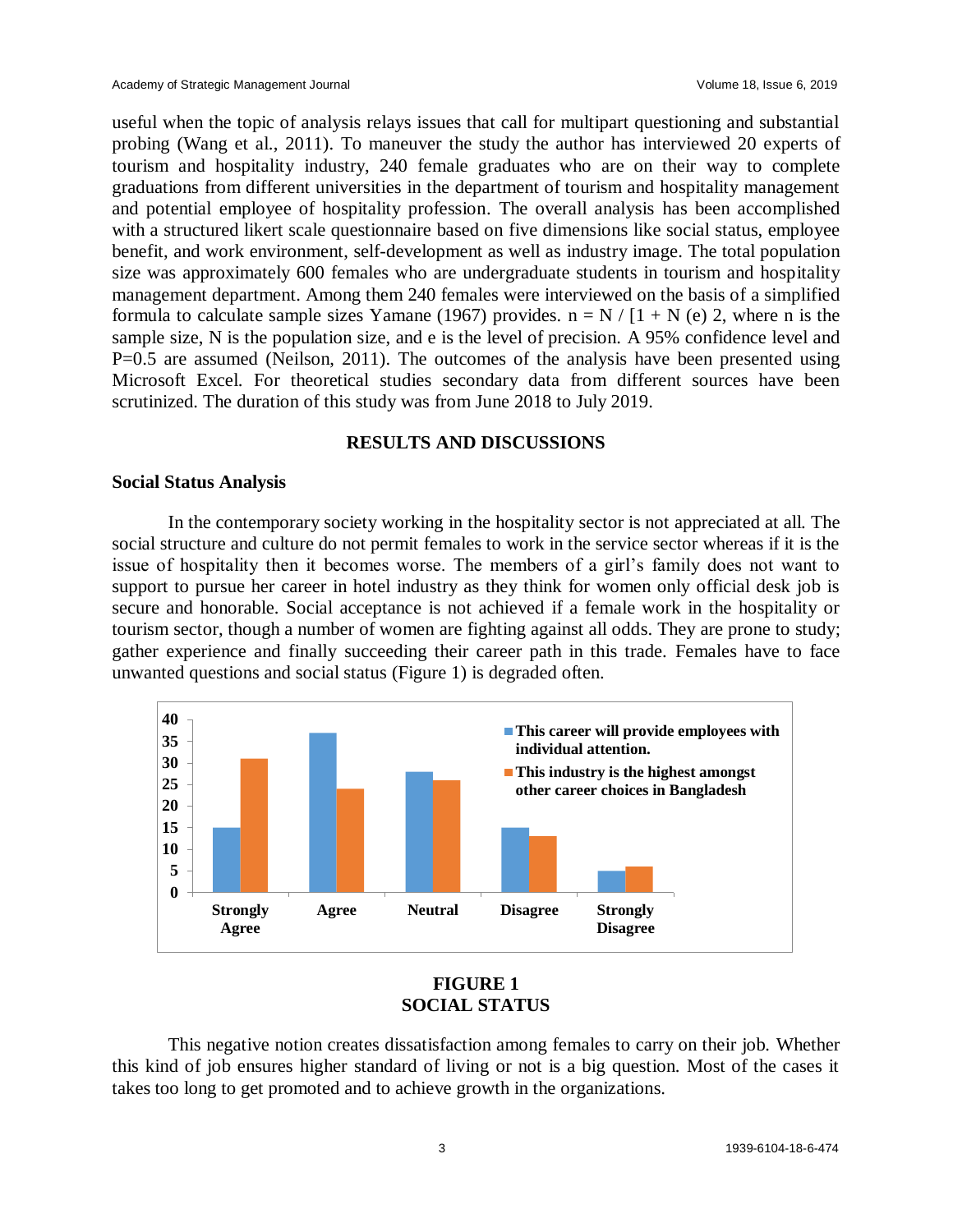useful when the topic of analysis relays issues that call for multipart questioning and substantial probing (Wang et al., 2011). To maneuver the study the author has interviewed 20 experts of tourism and hospitality industry, 240 female graduates who are on their way to complete graduations from different universities in the department of tourism and hospitality management and potential employee of hospitality profession. The overall analysis has been accomplished with a structured likert scale questionnaire based on five dimensions like social status, employee benefit, and work environment, self-development as well as industry image. The total population size was approximately 600 females who are undergraduate students in tourism and hospitality management department. Among them 240 females were interviewed on the basis of a simplified formula to calculate sample sizes Yamane (1967) provides. n = N / [1 + N (e) 2, where n is the sample size, N is the population size, and e is the level of precision. A 95% confidence level and P=0.5 are assumed (Neilson, 2011). The outcomes of the analysis have been presented using Microsoft Excel. For theoretical studies secondary data from different sources have been scrutinized. The duration of this study was from June 2018 to July 2019.

## RESULTS AND DISCUSSIONS

### Social Status Analysis

In the contemporary society working in the hospitality sector is not appreciated at all. The social structure and culture do not permit females to work in the service sector whereas if it is the issue of hospitality then it becomes worse. The members of a girl's family does not want to support to pursue her career in hotel industry as they think for women only official desk job is secure and honorable. Social acceptance is not achieved if a female work in the hospitality or tourism sector, though a number of women are fighting against all odds. They are prone to study; gather experience and finally succeeding their career path in this trade. Females have to face unwanted questions and social status (Figure 1) is degraded often.

| | Strongly Agree | Agree | Neutral | Disagree | Strongly Disagree |
|---|---|---|---|---|---|
| This career will provide employees with individual attention. | 15 | 37 | 28 | 15 | 5 |
| This industry is the highest amongst other career choices in Bangladesh | 31 | 24 | 26 | 13 | 6 |

**FIGURE 1**
**SOCIAL STATUS**

This negative notion creates dissatisfaction among females to carry on their job. Whether this kind of job ensures higher standard of living or not is a big question. Most of the cases it takes too long to get promoted and to achieve growth in the organizations.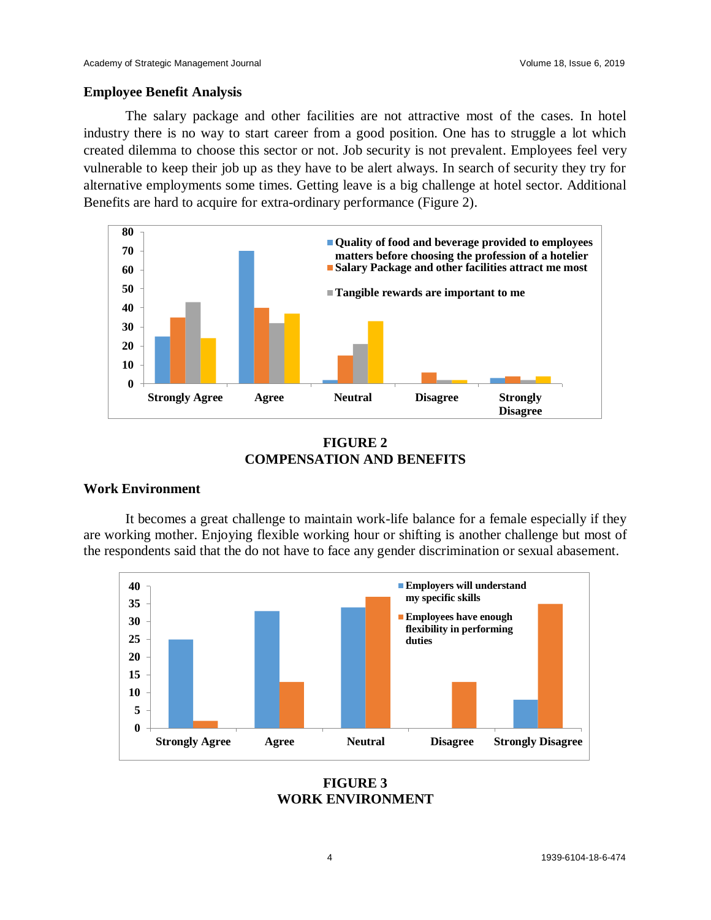## Employee Benefit Analysis

The salary package and other facilities are not attractive most of the cases. In hotel industry there is no way to start career from a good position. One has to struggle a lot which created dilemma to choose this sector or not. Job security is not prevalent. Employees feel very vulnerable to keep their job up as they have to be alert always. In search of security they try for alternative employments some times. Getting leave is a big challenge at hotel sector. Additional Benefits are hard to acquire for extra-ordinary performance (Figure 2).

**FIGURE 2**
**COMPENSATION AND BENEFITS**

## Work Environment

It becomes a great challenge to maintain work-life balance for a female especially if they are working mother. Enjoying flexible working hour or shifting is another challenge but most of the respondents said that the do not have to face any gender discrimination or sexual abasement.

**FIGURE 3**
**WORK ENVIRONMENT**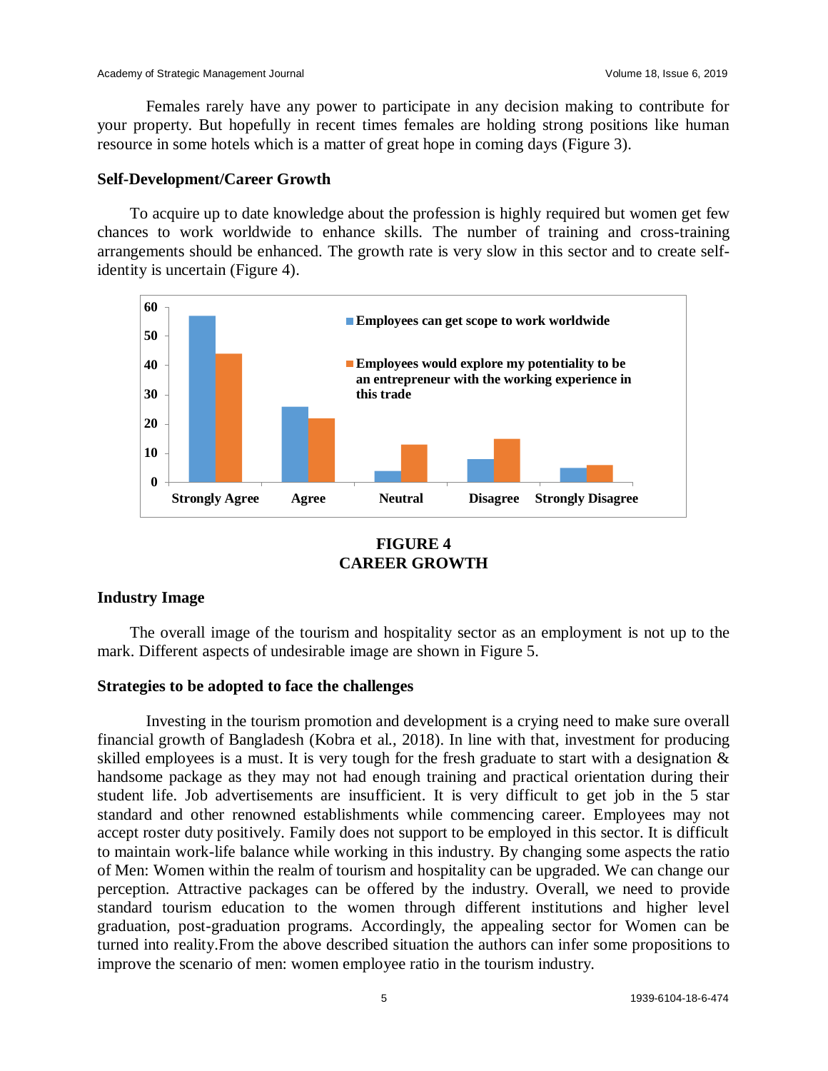Females rarely have any power to participate in any decision making to contribute for your property. But hopefully in recent times females are holding strong positions like human resource in some hotels which is a matter of great hope in coming days (Figure 3).

## Self-Development/Career Growth

To acquire up to date knowledge about the profession is highly required but women get few chances to work worldwide to enhance skills. The number of training and cross-training arrangements should be enhanced. The growth rate is very slow in this sector and to create self-identity is uncertain (Figure 4).

**FIGURE 4**
**CAREER GROWTH**

## Industry Image

The overall image of the tourism and hospitality sector as an employment is not up to the mark. Different aspects of undesirable image are shown in Figure 5.

## Strategies to be adopted to face the challenges

Investing in the tourism promotion and development is a crying need to make sure overall financial growth of Bangladesh (Kobra et al., 2018). In line with that, investment for producing skilled employees is a must. It is very tough for the fresh graduate to start with a designation & handsome package as they may not had enough training and practical orientation during their student life. Job advertisements are insufficient. It is very difficult to get job in the 5 star standard and other renowned establishments while commencing career. Employees may not accept roster duty positively. Family does not support to be employed in this sector. It is difficult to maintain work-life balance while working in this industry. By changing some aspects the ratio of Men: Women within the realm of tourism and hospitality can be upgraded. We can change our perception. Attractive packages can be offered by the industry. Overall, we need to provide standard tourism education to the women through different institutions and higher level graduation, post-graduation programs. Accordingly, the appealing sector for Women can be turned into reality.From the above described situation the authors can infer some propositions to improve the scenario of men: women employee ratio in the tourism industry.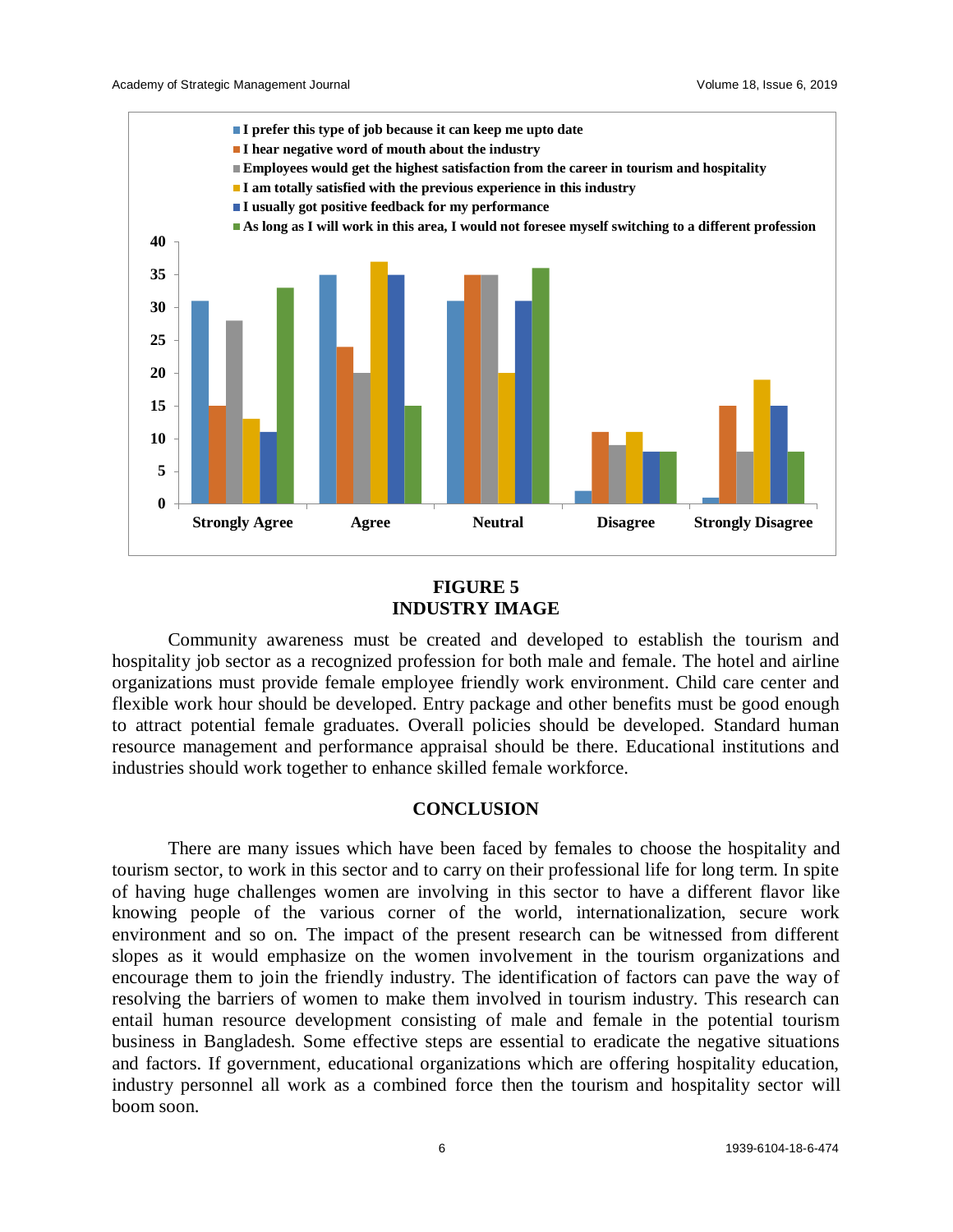**FIGURE 5**
**INDUSTRY IMAGE**

Community awareness must be created and developed to establish the tourism and hospitality job sector as a recognized profession for both male and female. The hotel and airline organizations must provide female employee friendly work environment. Child care center and flexible work hour should be developed. Entry package and other benefits must be good enough to attract potential female graduates. Overall policies should be developed. Standard human resource management and performance appraisal should be there. Educational institutions and industries should work together to enhance skilled female workforce.

## CONCLUSION

There are many issues which have been faced by females to choose the hospitality and tourism sector, to work in this sector and to carry on their professional life for long term. In spite of having huge challenges women are involving in this sector to have a different flavor like knowing people of the various corner of the world, internationalization, secure work environment and so on. The impact of the present research can be witnessed from different slopes as it would emphasize on the women involvement in the tourism organizations and encourage them to join the friendly industry. The identification of factors can pave the way of resolving the barriers of women to make them involved in tourism industry. This research can entail human resource development consisting of male and female in the potential tourism business in Bangladesh. Some effective steps are essential to eradicate the negative situations and factors. If government, educational organizations which are offering hospitality education, industry personnel all work as a combined force then the tourism and hospitality sector will boom soon.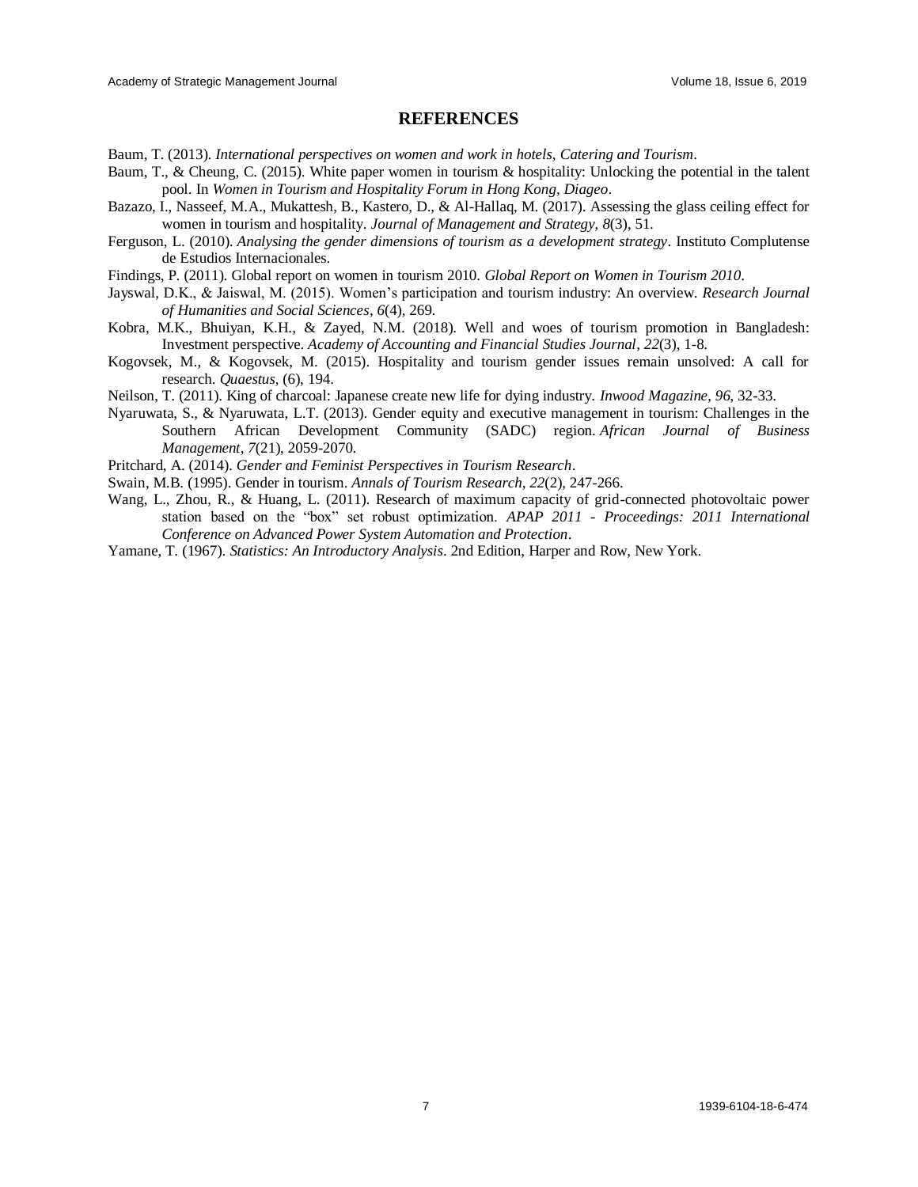## REFERENCES

Baum, T. (2013). *International perspectives on women and work in hotels, Catering and Tourism*.

Baum, T., & Cheung, C. (2015). White paper women in tourism & hospitality: Unlocking the potential in the talent pool. In *Women in Tourism and Hospitality Forum in Hong Kong, Diageo*.

Bazazo, I., Nasseef, M.A., Mukattesh, B., Kastero, D., & Al-Hallaq, M. (2017). Assessing the glass ceiling effect for women in tourism and hospitality. *Journal of Management and Strategy*, *8*(3), 51.

Ferguson, L. (2010). *Analysing the gender dimensions of tourism as a development strategy*. Instituto Complutense de Estudios Internacionales.

Findings, P. (2011). Global report on women in tourism 2010. *Global Report on Women in Tourism 2010*.

Jayswal, D.K., & Jaiswal, M. (2015). Women's participation and tourism industry: An overview. *Research Journal of Humanities and Social Sciences*, *6*(4), 269.

Kobra, M.K., Bhuiyan, K.H., & Zayed, N.M. (2018). Well and woes of tourism promotion in Bangladesh: Investment perspective. *Academy of Accounting and Financial Studies Journal*, *22*(3), 1-8.

Kogovsek, M., & Kogovsek, M. (2015). Hospitality and tourism gender issues remain unsolved: A call for research. *Quaestus*, (6), 194.

Neilson, T. (2011). King of charcoal: Japanese create new life for dying industry. *Inwood Magazine*, *96*, 32-33.

Nyaruwata, S., & Nyaruwata, L.T. (2013). Gender equity and executive management in tourism: Challenges in the Southern African Development Community (SADC) region. *African Journal of Business Management*, *7*(21), 2059-2070.

Pritchard, A. (2014). *Gender and Feminist Perspectives in Tourism Research*.

Swain, M.B. (1995). Gender in tourism. *Annals of Tourism Research*, *22*(2), 247-266.

Wang, L., Zhou, R., & Huang, L. (2011). Research of maximum capacity of grid-connected photovoltaic power station based on the "box" set robust optimization. *APAP 2011 - Proceedings: 2011 International Conference on Advanced Power System Automation and Protection*.

Yamane, T. (1967). *Statistics: An Introductory Analysis*. 2nd Edition, Harper and Row, New York.